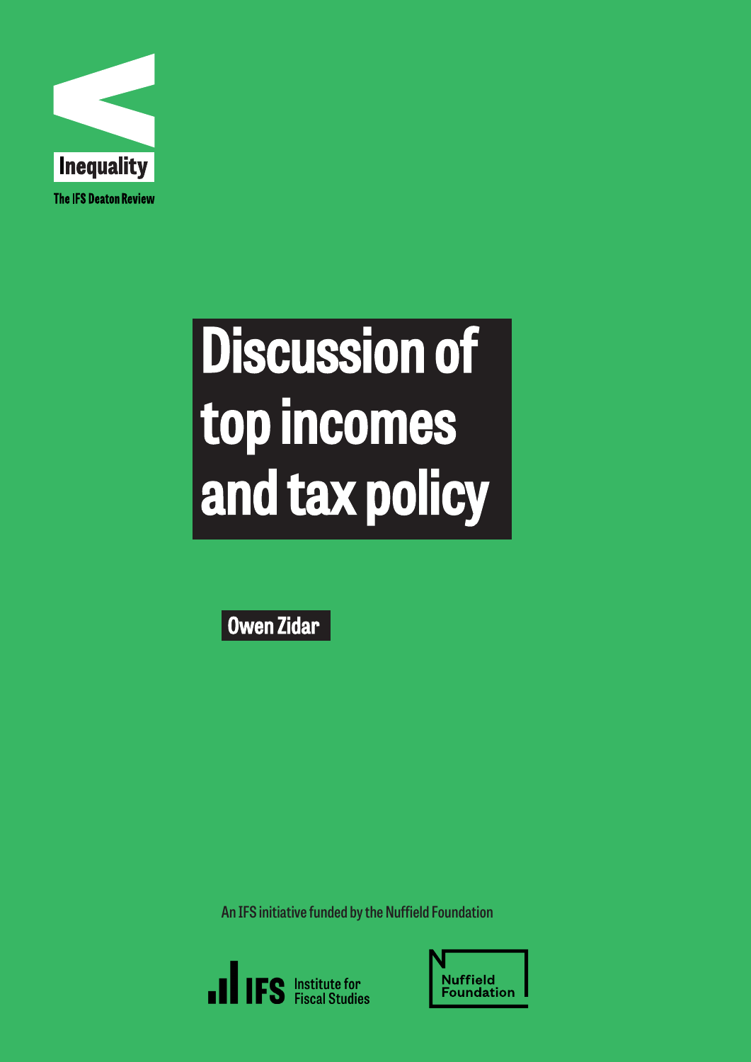Inequality

The IFS Deaton Review

# Discussion of top incomes and tax policy

Owen Zidar

An IFS initiative funded by the Nuffield Foundation

Institute for Fiscal Studies

Nuffield Foundation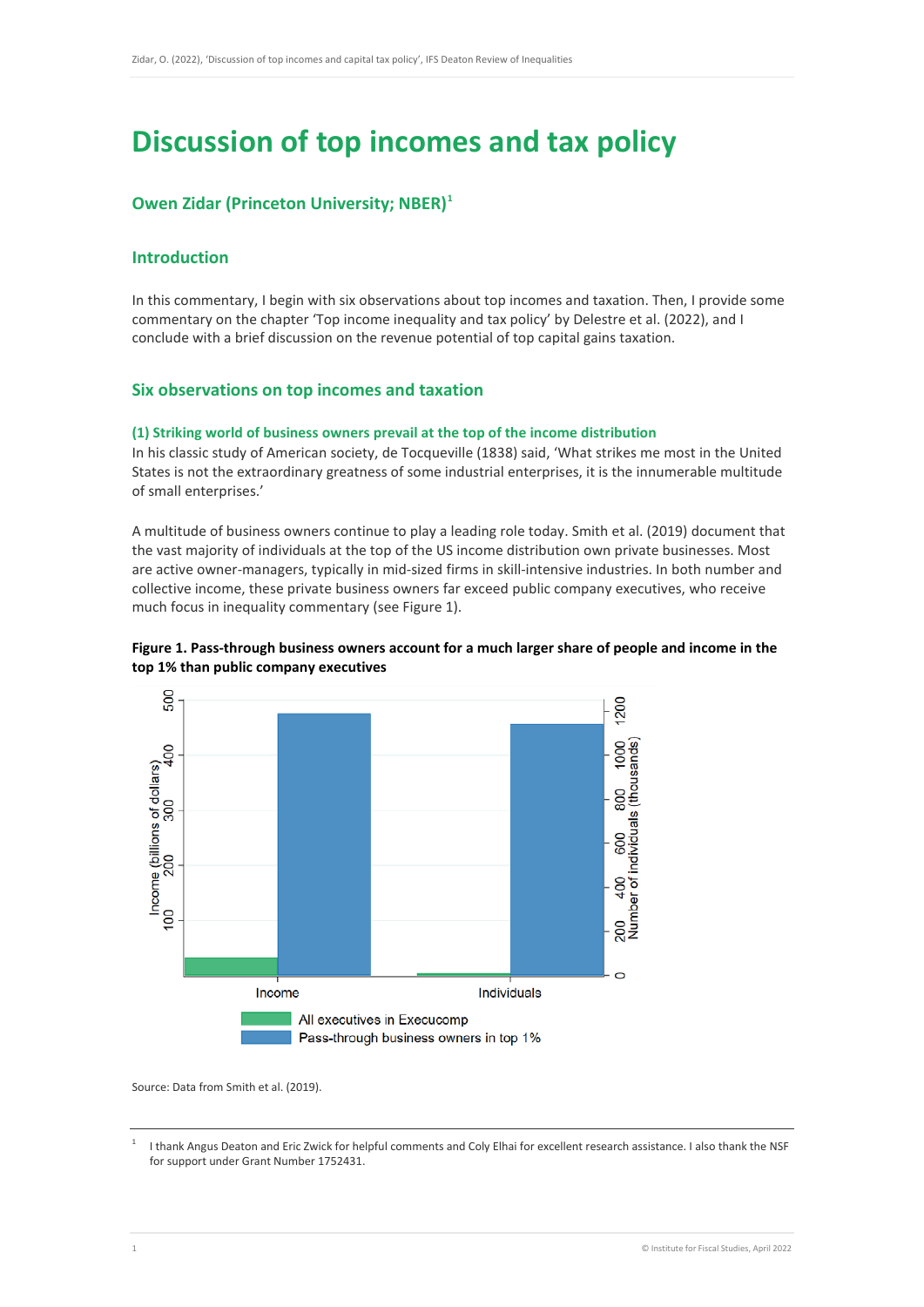# Discussion of top incomes and tax policy

## Owen Zidar (Princeton University; NBER)[1]

### Introduction

In this commentary, I begin with six observations about top incomes and taxation. Then, I provide some commentary on the chapter 'Top income inequality and tax policy' by Delestre et al. (2022), and I conclude with a brief discussion on the revenue potential of top capital gains taxation.

### Six observations on top incomes and taxation

#### (1) Striking world of business owners prevail at the top of the income distribution

In his classic study of American society, de Tocqueville (1838) said, 'What strikes me most in the United States is not the extraordinary greatness of some industrial enterprises, it is the innumerable multitude of small enterprises.'

A multitude of business owners continue to play a leading role today. Smith et al. (2019) document that the vast majority of individuals at the top of the US income distribution own private businesses. Most are active owner-managers, typically in mid-sized firms in skill-intensive industries. In both number and collective income, these private business owners far exceed public company executives, who receive much focus in inequality commentary (see Figure 1).

**Figure 1. Pass-through business owners account for a much larger share of people and income in the top 1% than public company executives**

Source: Data from Smith et al. (2019).

[1] I thank Angus Deaton and Eric Zwick for helpful comments and Coly Elhai for excellent research assistance. I also thank the NSF for support under Grant Number 1752431.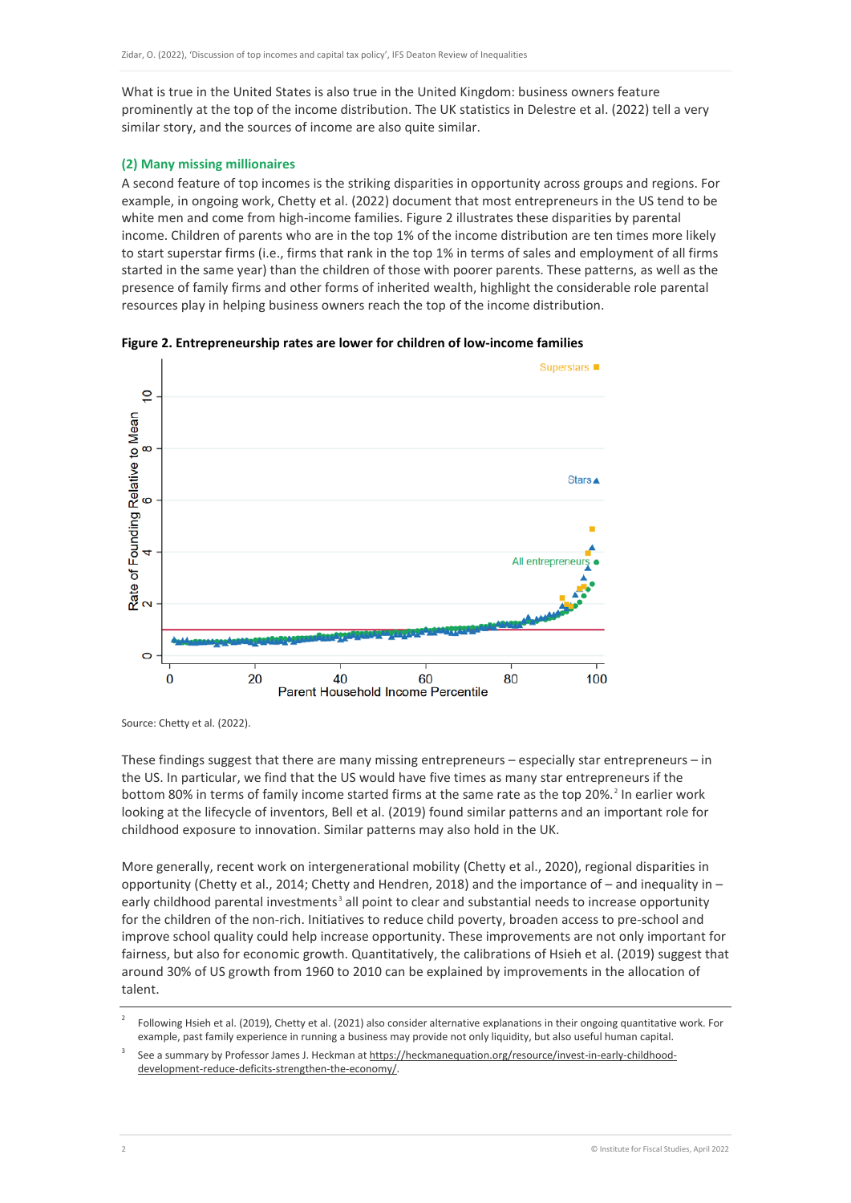What is true in the United States is also true in the United Kingdom: business owners feature prominently at the top of the income distribution. The UK statistics in Delestre et al. (2022) tell a very similar story, and the sources of income are also quite similar.

### (2) Many missing millionaires

A second feature of top incomes is the striking disparities in opportunity across groups and regions. For example, in ongoing work, Chetty et al. (2022) document that most entrepreneurs in the US tend to be white men and come from high-income families. Figure 2 illustrates these disparities by parental income. Children of parents who are in the top 1% of the income distribution are ten times more likely to start superstar firms (i.e., firms that rank in the top 1% in terms of sales and employment of all firms started in the same year) than the children of those with poorer parents. These patterns, as well as the presence of family firms and other forms of inherited wealth, highlight the considerable role parental resources play in helping business owners reach the top of the income distribution.

**Figure 2. Entrepreneurship rates are lower for children of low-income families**

Source: Chetty et al. (2022).

These findings suggest that there are many missing entrepreneurs – especially star entrepreneurs – in the US. In particular, we find that the US would have five times as many star entrepreneurs if the bottom 80% in terms of family income started firms at the same rate as the top 20%.[2] In earlier work looking at the lifecycle of inventors, Bell et al. (2019) found similar patterns and an important role for childhood exposure to innovation. Similar patterns may also hold in the UK.

More generally, recent work on intergenerational mobility (Chetty et al., 2020), regional disparities in opportunity (Chetty et al., 2014; Chetty and Hendren, 2018) and the importance of – and inequality in – early childhood parental investments[3] all point to clear and substantial needs to increase opportunity for the children of the non-rich. Initiatives to reduce child poverty, broaden access to pre-school and improve school quality could help increase opportunity. These improvements are not only important for fairness, but also for economic growth. Quantitatively, the calibrations of Hsieh et al. (2019) suggest that around 30% of US growth from 1960 to 2010 can be explained by improvements in the allocation of talent.

---

[2] Following Hsieh et al. (2019), Chetty et al. (2021) also consider alternative explanations in their ongoing quantitative work. For example, past family experience in running a business may provide not only liquidity, but also useful human capital.

[3] See a summary by Professor James J. Heckman at https://heckmanequation.org/resource/invest-in-early-childhood-development-reduce-deficits-strengthen-the-economy/.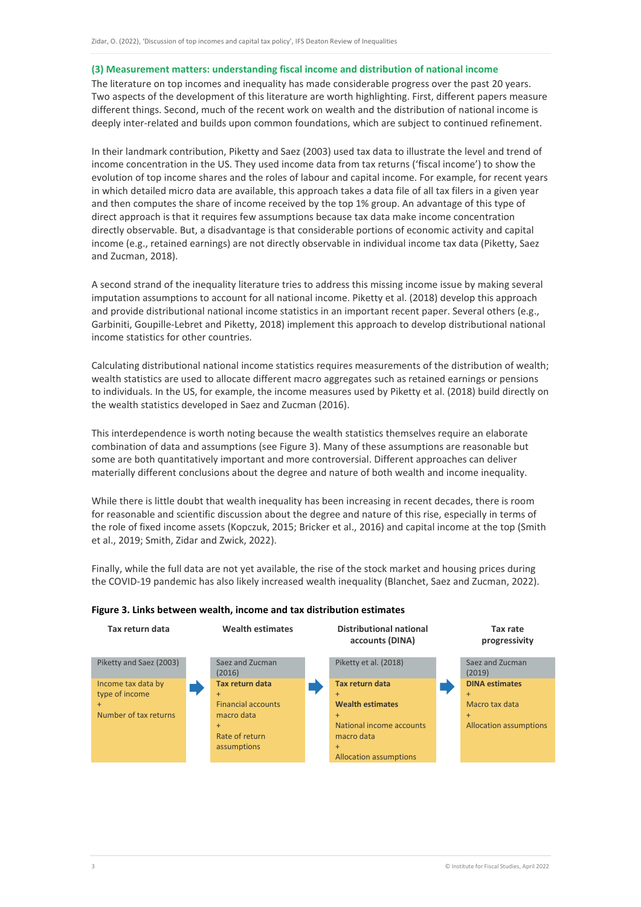### (3) Measurement matters: understanding fiscal income and distribution of national income

The literature on top incomes and inequality has made considerable progress over the past 20 years. Two aspects of the development of this literature are worth highlighting. First, different papers measure different things. Second, much of the recent work on wealth and the distribution of national income is deeply inter-related and builds upon common foundations, which are subject to continued refinement.

In their landmark contribution, Piketty and Saez (2003) used tax data to illustrate the level and trend of income concentration in the US. They used income data from tax returns ('fiscal income') to show the evolution of top income shares and the roles of labour and capital income. For example, for recent years in which detailed micro data are available, this approach takes a data file of all tax filers in a given year and then computes the share of income received by the top 1% group. An advantage of this type of direct approach is that it requires few assumptions because tax data make income concentration directly observable. But, a disadvantage is that considerable portions of economic activity and capital income (e.g., retained earnings) are not directly observable in individual income tax data (Piketty, Saez and Zucman, 2018).

A second strand of the inequality literature tries to address this missing income issue by making several imputation assumptions to account for all national income. Piketty et al. (2018) develop this approach and provide distributional national income statistics in an important recent paper. Several others (e.g., Garbiniti, Goupille-Lebret and Piketty, 2018) implement this approach to develop distributional national income statistics for other countries.

Calculating distributional national income statistics requires measurements of the distribution of wealth; wealth statistics are used to allocate different macro aggregates such as retained earnings or pensions to individuals. In the US, for example, the income measures used by Piketty et al. (2018) build directly on the wealth statistics developed in Saez and Zucman (2016).

This interdependence is worth noting because the wealth statistics themselves require an elaborate combination of data and assumptions (see Figure 3). Many of these assumptions are reasonable but some are both quantitatively important and more controversial. Different approaches can deliver materially different conclusions about the degree and nature of both wealth and income inequality.

While there is little doubt that wealth inequality has been increasing in recent decades, there is room for reasonable and scientific discussion about the degree and nature of this rise, especially in terms of the role of fixed income assets (Kopczuk, 2015; Bricker et al., 2016) and capital income at the top (Smith et al., 2019; Smith, Zidar and Zwick, 2022).

Finally, while the full data are not yet available, the rise of the stock market and housing prices during the COVID-19 pandemic has also likely increased wealth inequality (Blanchet, Saez and Zucman, 2022).

**Figure 3. Links between wealth, income and tax distribution estimates**

| Tax return data | → | Wealth estimates | → | Distributional national accounts (DINA) | → | Tax rate progressivity |
|---|---|---|---|---|---|---|
| Piketty and Saez (2003) | | Saez and Zucman (2016) | | Piketty et al. (2018) | | Saez and Zucman (2019) |
| Income tax data by type of income + Number of tax returns | | **Tax return data** + Financial accounts macro data + Rate of return assumptions | | **Tax return data** + **Wealth estimates** + National income accounts macro data + Allocation assumptions | | **DINA estimates** + Macro tax data + Allocation assumptions |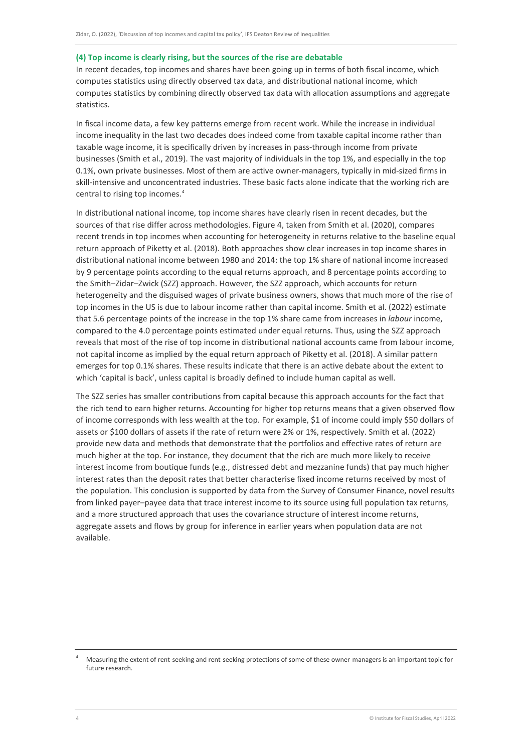#### (4) Top income is clearly rising, but the sources of the rise are debatable

In recent decades, top incomes and shares have been going up in terms of both fiscal income, which computes statistics using directly observed tax data, and distributional national income, which computes statistics by combining directly observed tax data with allocation assumptions and aggregate statistics.

In fiscal income data, a few key patterns emerge from recent work. While the increase in individual income inequality in the last two decades does indeed come from taxable capital income rather than taxable wage income, it is specifically driven by increases in pass-through income from private businesses (Smith et al., 2019). The vast majority of individuals in the top 1%, and especially in the top 0.1%, own private businesses. Most of them are active owner-managers, typically in mid-sized firms in skill-intensive and unconcentrated industries. These basic facts alone indicate that the working rich are central to rising top incomes.[4]

In distributional national income, top income shares have clearly risen in recent decades, but the sources of that rise differ across methodologies. Figure 4, taken from Smith et al. (2020), compares recent trends in top incomes when accounting for heterogeneity in returns relative to the baseline equal return approach of Piketty et al. (2018). Both approaches show clear increases in top income shares in distributional national income between 1980 and 2014: the top 1% share of national income increased by 9 percentage points according to the equal returns approach, and 8 percentage points according to the Smith–Zidar–Zwick (SZZ) approach. However, the SZZ approach, which accounts for return heterogeneity and the disguised wages of private business owners, shows that much more of the rise of top incomes in the US is due to labour income rather than capital income. Smith et al. (2022) estimate that 5.6 percentage points of the increase in the top 1% share came from increases in *labour* income, compared to the 4.0 percentage points estimated under equal returns. Thus, using the SZZ approach reveals that most of the rise of top income in distributional national accounts came from labour income, not capital income as implied by the equal return approach of Piketty et al. (2018). A similar pattern emerges for top 0.1% shares. These results indicate that there is an active debate about the extent to which 'capital is back', unless capital is broadly defined to include human capital as well.

The SZZ series has smaller contributions from capital because this approach accounts for the fact that the rich tend to earn higher returns. Accounting for higher top returns means that a given observed flow of income corresponds with less wealth at the top. For example, $1 of income could imply $50 dollars of assets or $100 dollars of assets if the rate of return were 2% or 1%, respectively. Smith et al. (2022) provide new data and methods that demonstrate that the portfolios and effective rates of return are much higher at the top. For instance, they document that the rich are much more likely to receive interest income from boutique funds (e.g., distressed debt and mezzanine funds) that pay much higher interest rates than the deposit rates that better characterise fixed income returns received by most of the population. This conclusion is supported by data from the Survey of Consumer Finance, novel results from linked payer–payee data that trace interest income to its source using full population tax returns, and a more structured approach that uses the covariance structure of interest income returns, aggregate assets and flows by group for inference in earlier years when population data are not available.

[4] Measuring the extent of rent-seeking and rent-seeking protections of some of these owner-managers is an important topic for future research.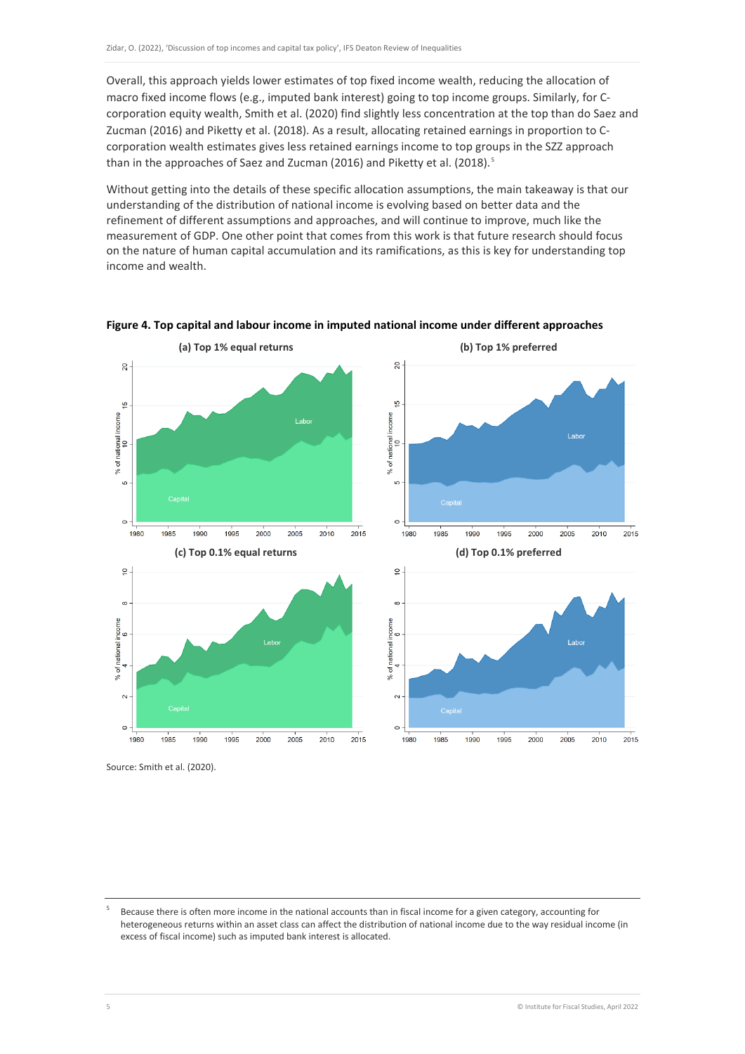Overall, this approach yields lower estimates of top fixed income wealth, reducing the allocation of macro fixed income flows (e.g., imputed bank interest) going to top income groups. Similarly, for C-corporation equity wealth, Smith et al. (2020) find slightly less concentration at the top than do Saez and Zucman (2016) and Piketty et al. (2018). As a result, allocating retained earnings in proportion to C-corporation wealth estimates gives less retained earnings income to top groups in the SZZ approach than in the approaches of Saez and Zucman (2016) and Piketty et al. (2018).[5]

Without getting into the details of these specific allocation assumptions, the main takeaway is that our understanding of the distribution of national income is evolving based on better data and the refinement of different assumptions and approaches, and will continue to improve, much like the measurement of GDP. One other point that comes from this work is that future research should focus on the nature of human capital accumulation and its ramifications, as this is key for understanding top income and wealth.

**Figure 4. Top capital and labour income in imputed national income under different approaches**

(a) Top 1% equal returns

(b) Top 1% preferred

(c) Top 0.1% equal returns

(d) Top 0.1% preferred

Source: Smith et al. (2020).

[5] Because there is often more income in the national accounts than in fiscal income for a given category, accounting for heterogeneous returns within an asset class can affect the distribution of national income due to the way residual income (in excess of fiscal income) such as imputed bank interest is allocated.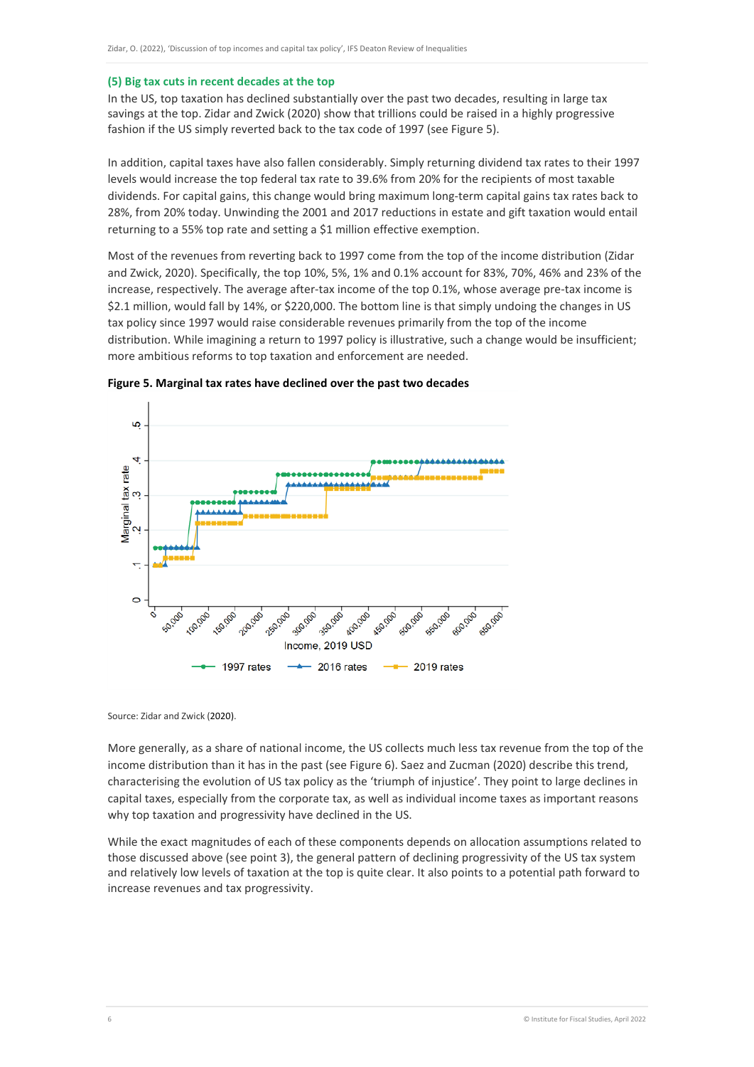### (5) Big tax cuts in recent decades at the top

In the US, top taxation has declined substantially over the past two decades, resulting in large tax savings at the top. Zidar and Zwick (2020) show that trillions could be raised in a highly progressive fashion if the US simply reverted back to the tax code of 1997 (see Figure 5).

In addition, capital taxes have also fallen considerably. Simply returning dividend tax rates to their 1997 levels would increase the top federal tax rate to 39.6% from 20% for the recipients of most taxable dividends. For capital gains, this change would bring maximum long-term capital gains tax rates back to 28%, from 20% today. Unwinding the 2001 and 2017 reductions in estate and gift taxation would entail returning to a 55% top rate and setting a $1 million effective exemption.

Most of the revenues from reverting back to 1997 come from the top of the income distribution (Zidar and Zwick, 2020). Specifically, the top 10%, 5%, 1% and 0.1% account for 83%, 70%, 46% and 23% of the increase, respectively. The average after-tax income of the top 0.1%, whose average pre-tax income is $2.1 million, would fall by 14%, or $220,000. The bottom line is that simply undoing the changes in US tax policy since 1997 would raise considerable revenues primarily from the top of the income distribution. While imagining a return to 1997 policy is illustrative, such a change would be insufficient; more ambitious reforms to top taxation and enforcement are needed.

**Figure 5. Marginal tax rates have declined over the past two decades**

Source: Zidar and Zwick (2020).

More generally, as a share of national income, the US collects much less tax revenue from the top of the income distribution than it has in the past (see Figure 6). Saez and Zucman (2020) describe this trend, characterising the evolution of US tax policy as the 'triumph of injustice'. They point to large declines in capital taxes, especially from the corporate tax, as well as individual income taxes as important reasons why top taxation and progressivity have declined in the US.

While the exact magnitudes of each of these components depends on allocation assumptions related to those discussed above (see point 3), the general pattern of declining progressivity of the US tax system and relatively low levels of taxation at the top is quite clear. It also points to a potential path forward to increase revenues and tax progressivity.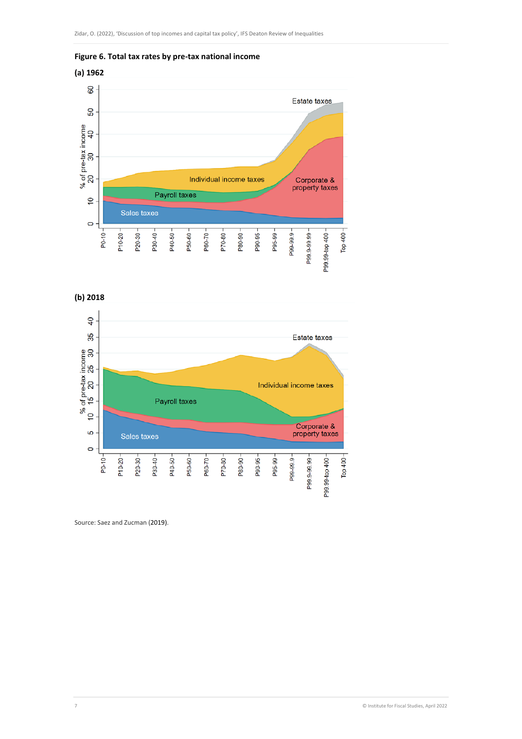**Figure 6. Total tax rates by pre-tax national income**

**(a) 1962**

**(b) 2018**

Source: Saez and Zucman (2019).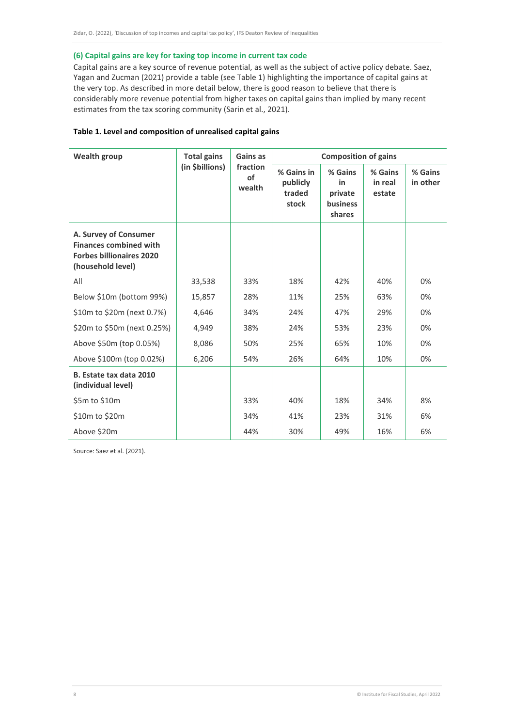### (6) Capital gains are key for taxing top income in current tax code

Capital gains are a key source of revenue potential, as well as the subject of active policy debate. Saez, Yagan and Zucman (2021) provide a table (see Table 1) highlighting the importance of capital gains at the very top. As described in more detail below, there is good reason to believe that there is considerably more revenue potential from higher taxes on capital gains than implied by many recent estimates from the tax scoring community (Sarin et al., 2021).

**Table 1. Level and composition of unrealised capital gains**

| Wealth group | Total gains (in $billions) | Gains as fraction of wealth | Composition of gains | | | |
|---|---|---|---|---|---|---|
| | | | % Gains in publicly traded stock | % Gains in private business shares | % Gains in real estate | % Gains in other |
| **A. Survey of Consumer Finances combined with Forbes billionaires 2020 (household level)** | | | | | | |
| All | 33,538 | 33% | 18% | 42% | 40% | 0% |
| Below $10m (bottom 99%) | 15,857 | 28% | 11% | 25% | 63% | 0% |
| $10m to $20m (next 0.7%) | 4,646 | 34% | 24% | 47% | 29% | 0% |
| $20m to $50m (next 0.25%) | 4,949 | 38% | 24% | 53% | 23% | 0% |
| Above $50m (top 0.05%) | 8,086 | 50% | 25% | 65% | 10% | 0% |
| Above $100m (top 0.02%) | 6,206 | 54% | 26% | 64% | 10% | 0% |
| **B. Estate tax data 2010 (individual level)** | | | | | | |
| $5m to $10m | | 33% | 40% | 18% | 34% | 8% |
| $10m to $20m | | 34% | 41% | 23% | 31% | 6% |
| Above $20m | | 44% | 30% | 49% | 16% | 6% |

Source: Saez et al. (2021).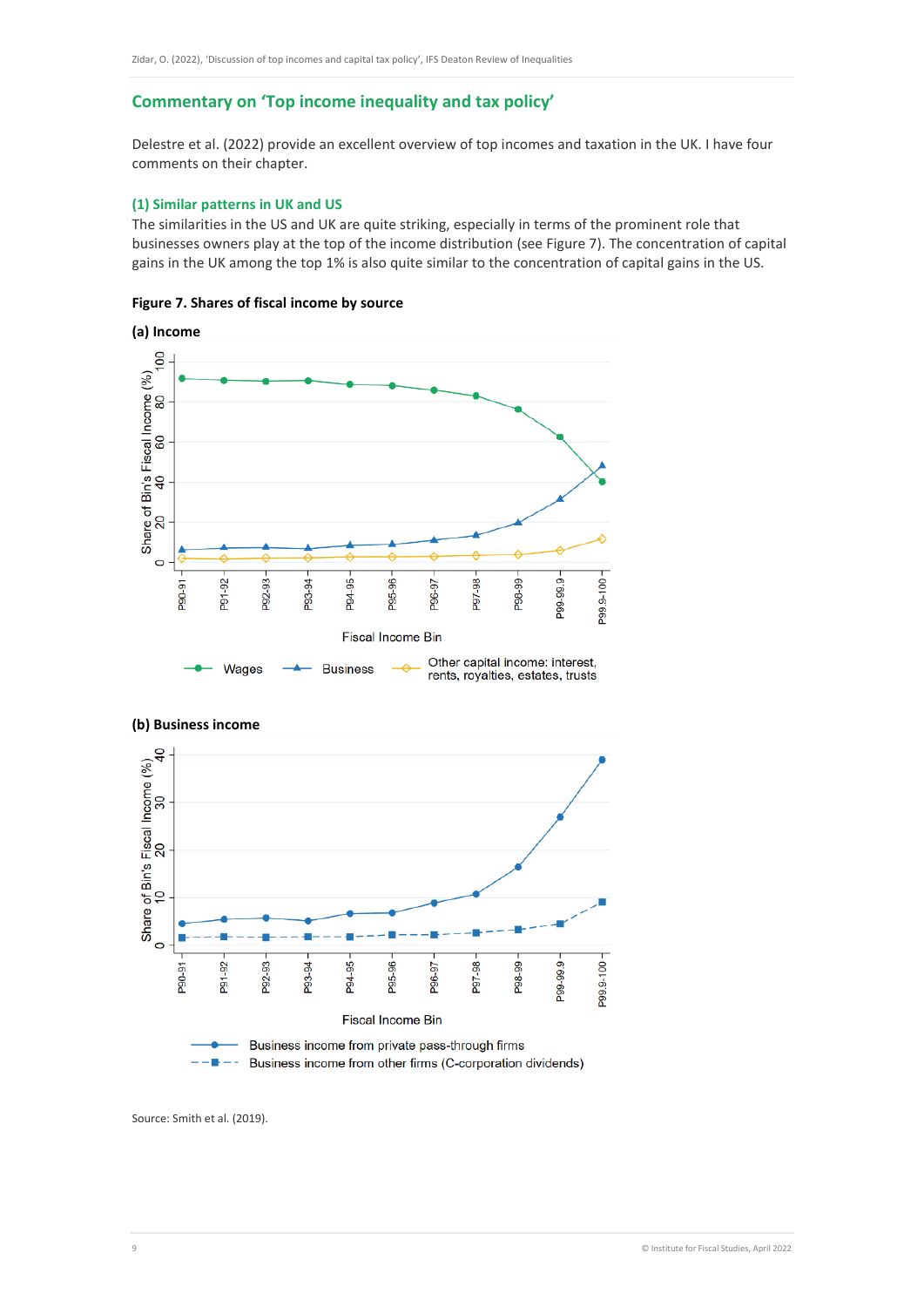## Commentary on 'Top income inequality and tax policy'

Delestre et al. (2022) provide an excellent overview of top incomes and taxation in the UK. I have four comments on their chapter.

### (1) Similar patterns in UK and US

The similarities in the US and UK are quite striking, especially in terms of the prominent role that businesses owners play at the top of the income distribution (see Figure 7). The concentration of capital gains in the UK among the top 1% is also quite similar to the concentration of capital gains in the US.

**Figure 7. Shares of fiscal income by source**

**(a) Income**

**(b) Business income**

Source: Smith et al. (2019).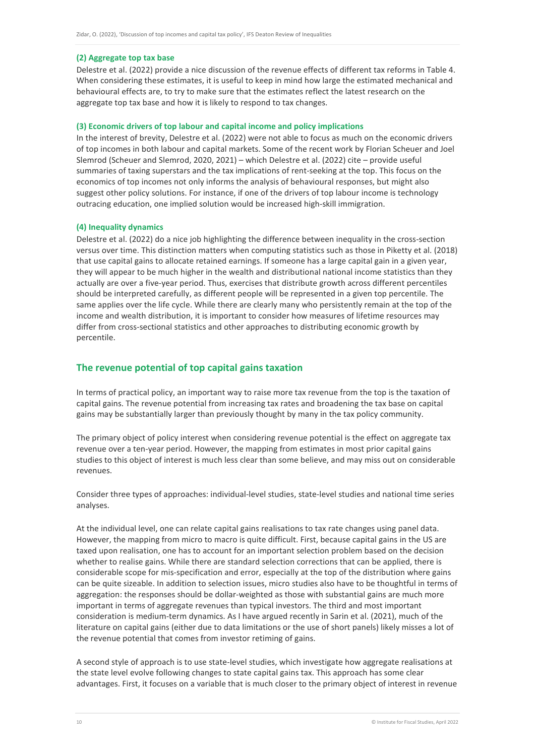### (2) Aggregate top tax base

Delestre et al. (2022) provide a nice discussion of the revenue effects of different tax reforms in Table 4. When considering these estimates, it is useful to keep in mind how large the estimated mechanical and behavioural effects are, to try to make sure that the estimates reflect the latest research on the aggregate top tax base and how it is likely to respond to tax changes.

### (3) Economic drivers of top labour and capital income and policy implications

In the interest of brevity, Delestre et al. (2022) were not able to focus as much on the economic drivers of top incomes in both labour and capital markets. Some of the recent work by Florian Scheuer and Joel Slemrod (Scheuer and Slemrod, 2020, 2021) – which Delestre et al. (2022) cite – provide useful summaries of taxing superstars and the tax implications of rent-seeking at the top. This focus on the economics of top incomes not only informs the analysis of behavioural responses, but might also suggest other policy solutions. For instance, if one of the drivers of top labour income is technology outracing education, one implied solution would be increased high-skill immigration.

### (4) Inequality dynamics

Delestre et al. (2022) do a nice job highlighting the difference between inequality in the cross-section versus over time. This distinction matters when computing statistics such as those in Piketty et al. (2018) that use capital gains to allocate retained earnings. If someone has a large capital gain in a given year, they will appear to be much higher in the wealth and distributional national income statistics than they actually are over a five-year period. Thus, exercises that distribute growth across different percentiles should be interpreted carefully, as different people will be represented in a given top percentile. The same applies over the life cycle. While there are clearly many who persistently remain at the top of the income and wealth distribution, it is important to consider how measures of lifetime resources may differ from cross-sectional statistics and other approaches to distributing economic growth by percentile.

## The revenue potential of top capital gains taxation

In terms of practical policy, an important way to raise more tax revenue from the top is the taxation of capital gains. The revenue potential from increasing tax rates and broadening the tax base on capital gains may be substantially larger than previously thought by many in the tax policy community.

The primary object of policy interest when considering revenue potential is the effect on aggregate tax revenue over a ten-year period. However, the mapping from estimates in most prior capital gains studies to this object of interest is much less clear than some believe, and may miss out on considerable revenues.

Consider three types of approaches: individual-level studies, state-level studies and national time series analyses.

At the individual level, one can relate capital gains realisations to tax rate changes using panel data. However, the mapping from micro to macro is quite difficult. First, because capital gains in the US are taxed upon realisation, one has to account for an important selection problem based on the decision whether to realise gains. While there are standard selection corrections that can be applied, there is considerable scope for mis-specification and error, especially at the top of the distribution where gains can be quite sizeable. In addition to selection issues, micro studies also have to be thoughtful in terms of aggregation: the responses should be dollar-weighted as those with substantial gains are much more important in terms of aggregate revenues than typical investors. The third and most important consideration is medium-term dynamics. As I have argued recently in Sarin et al. (2021), much of the literature on capital gains (either due to data limitations or the use of short panels) likely misses a lot of the revenue potential that comes from investor retiming of gains.

A second style of approach is to use state-level studies, which investigate how aggregate realisations at the state level evolve following changes to state capital gains tax. This approach has some clear advantages. First, it focuses on a variable that is much closer to the primary object of interest in revenue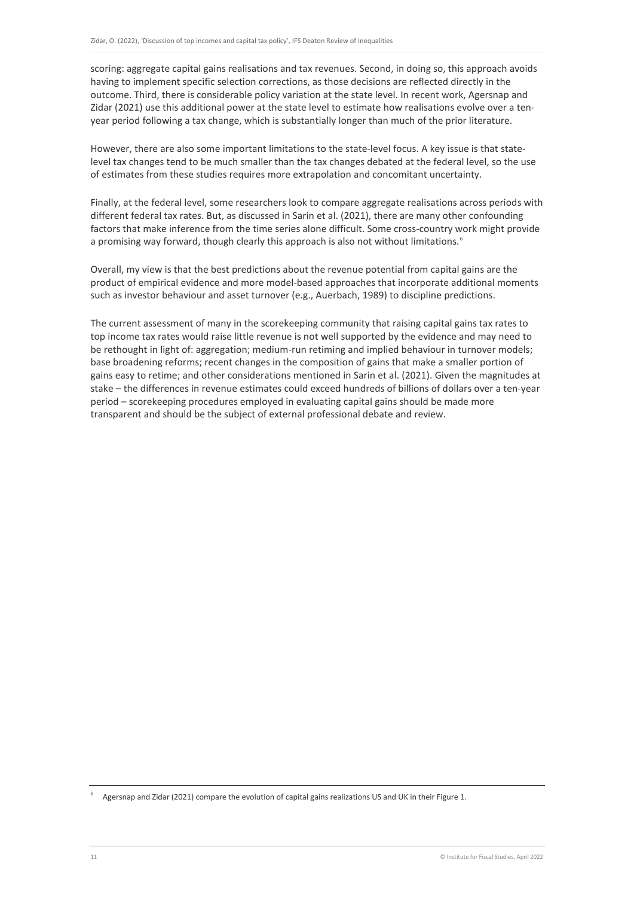scoring: aggregate capital gains realisations and tax revenues. Second, in doing so, this approach avoids having to implement specific selection corrections, as those decisions are reflected directly in the outcome. Third, there is considerable policy variation at the state level. In recent work, Agersnap and Zidar (2021) use this additional power at the state level to estimate how realisations evolve over a ten-year period following a tax change, which is substantially longer than much of the prior literature.

However, there are also some important limitations to the state-level focus. A key issue is that state-level tax changes tend to be much smaller than the tax changes debated at the federal level, so the use of estimates from these studies requires more extrapolation and concomitant uncertainty.

Finally, at the federal level, some researchers look to compare aggregate realisations across periods with different federal tax rates. But, as discussed in Sarin et al. (2021), there are many other confounding factors that make inference from the time series alone difficult. Some cross-country work might provide a promising way forward, though clearly this approach is also not without limitations.[6]

Overall, my view is that the best predictions about the revenue potential from capital gains are the product of empirical evidence and more model-based approaches that incorporate additional moments such as investor behaviour and asset turnover (e.g., Auerbach, 1989) to discipline predictions.

The current assessment of many in the scorekeeping community that raising capital gains tax rates to top income tax rates would raise little revenue is not well supported by the evidence and may need to be rethought in light of: aggregation; medium-run retiming and implied behaviour in turnover models; base broadening reforms; recent changes in the composition of gains that make a smaller portion of gains easy to retime; and other considerations mentioned in Sarin et al. (2021). Given the magnitudes at stake – the differences in revenue estimates could exceed hundreds of billions of dollars over a ten-year period – scorekeeping procedures employed in evaluating capital gains should be made more transparent and should be the subject of external professional debate and review.

---

[6] Agersnap and Zidar (2021) compare the evolution of capital gains realizations US and UK in their Figure 1.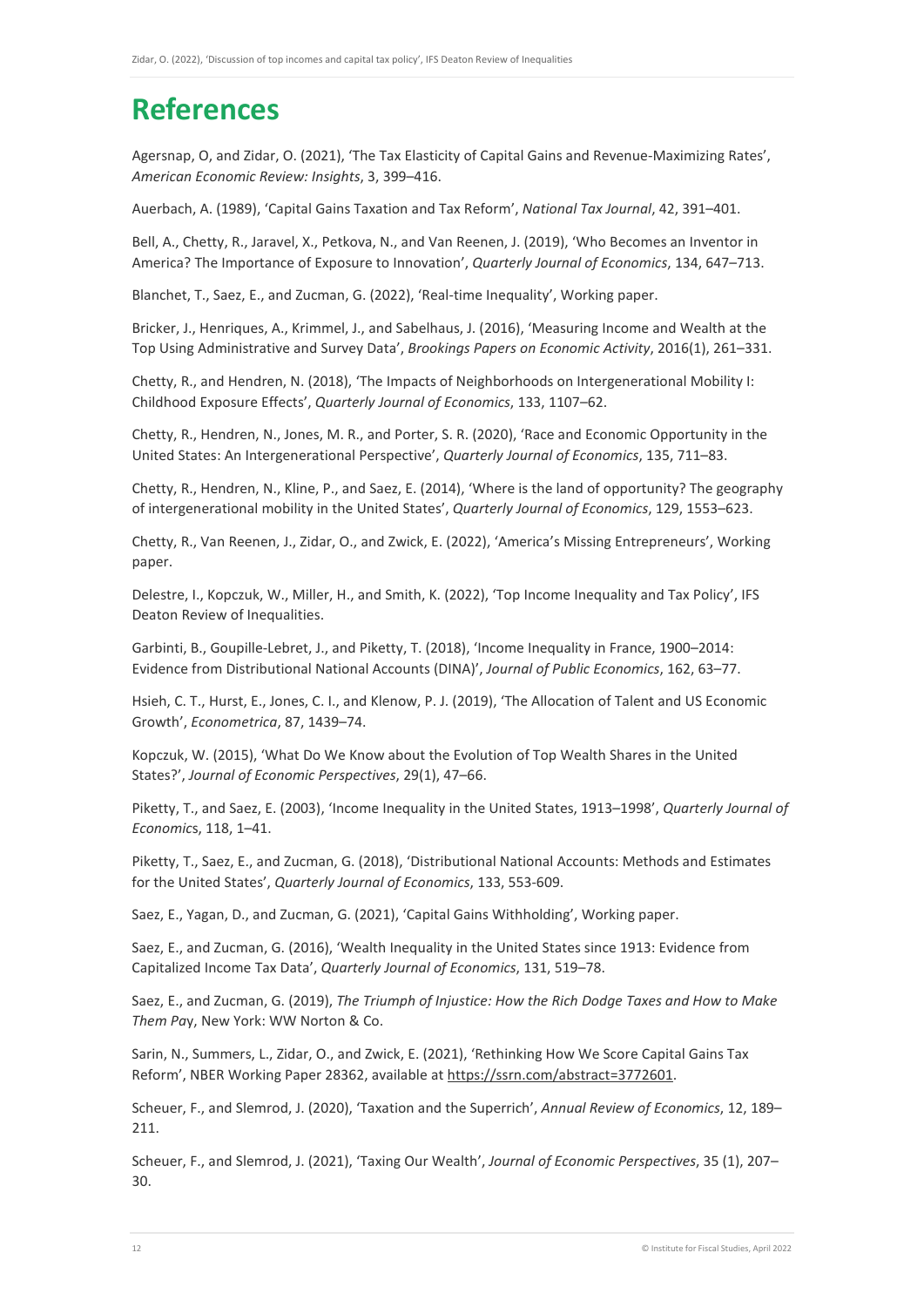# References

Agersnap, O, and Zidar, O. (2021), 'The Tax Elasticity of Capital Gains and Revenue-Maximizing Rates', *American Economic Review: Insights*, 3, 399–416.

Auerbach, A. (1989), 'Capital Gains Taxation and Tax Reform', *National Tax Journal*, 42, 391–401.

Bell, A., Chetty, R., Jaravel, X., Petkova, N., and Van Reenen, J. (2019), 'Who Becomes an Inventor in America? The Importance of Exposure to Innovation', *Quarterly Journal of Economics*, 134, 647–713.

Blanchet, T., Saez, E., and Zucman, G. (2022), 'Real-time Inequality', Working paper.

Bricker, J., Henriques, A., Krimmel, J., and Sabelhaus, J. (2016), 'Measuring Income and Wealth at the Top Using Administrative and Survey Data', *Brookings Papers on Economic Activity*, 2016(1), 261–331.

Chetty, R., and Hendren, N. (2018), 'The Impacts of Neighborhoods on Intergenerational Mobility I: Childhood Exposure Effects', *Quarterly Journal of Economics*, 133, 1107–62.

Chetty, R., Hendren, N., Jones, M. R., and Porter, S. R. (2020), 'Race and Economic Opportunity in the United States: An Intergenerational Perspective', *Quarterly Journal of Economics*, 135, 711–83.

Chetty, R., Hendren, N., Kline, P., and Saez, E. (2014), 'Where is the land of opportunity? The geography of intergenerational mobility in the United States', *Quarterly Journal of Economics*, 129, 1553–623.

Chetty, R., Van Reenen, J., Zidar, O., and Zwick, E. (2022), 'America's Missing Entrepreneurs', Working paper.

Delestre, I., Kopczuk, W., Miller, H., and Smith, K. (2022), 'Top Income Inequality and Tax Policy', IFS Deaton Review of Inequalities.

Garbinti, B., Goupille-Lebret, J., and Piketty, T. (2018), 'Income Inequality in France, 1900–2014: Evidence from Distributional National Accounts (DINA)', *Journal of Public Economics*, 162, 63–77.

Hsieh, C. T., Hurst, E., Jones, C. I., and Klenow, P. J. (2019), 'The Allocation of Talent and US Economic Growth', *Econometrica*, 87, 1439–74.

Kopczuk, W. (2015), 'What Do We Know about the Evolution of Top Wealth Shares in the United States?', *Journal of Economic Perspectives*, 29(1), 47–66.

Piketty, T., and Saez, E. (2003), 'Income Inequality in the United States, 1913–1998', *Quarterly Journal of Economics*, 118, 1–41.

Piketty, T., Saez, E., and Zucman, G. (2018), 'Distributional National Accounts: Methods and Estimates for the United States', *Quarterly Journal of Economics*, 133, 553-609.

Saez, E., Yagan, D., and Zucman, G. (2021), 'Capital Gains Withholding', Working paper.

Saez, E., and Zucman, G. (2016), 'Wealth Inequality in the United States since 1913: Evidence from Capitalized Income Tax Data', *Quarterly Journal of Economics*, 131, 519–78.

Saez, E., and Zucman, G. (2019), *The Triumph of Injustice: How the Rich Dodge Taxes and How to Make Them Pay*, New York: WW Norton & Co.

Sarin, N., Summers, L., Zidar, O., and Zwick, E. (2021), 'Rethinking How We Score Capital Gains Tax Reform', NBER Working Paper 28362, available at https://ssrn.com/abstract=3772601.

Scheuer, F., and Slemrod, J. (2020), 'Taxation and the Superrich', *Annual Review of Economics*, 12, 189–211.

Scheuer, F., and Slemrod, J. (2021), 'Taxing Our Wealth', *Journal of Economic Perspectives*, 35 (1), 207–30.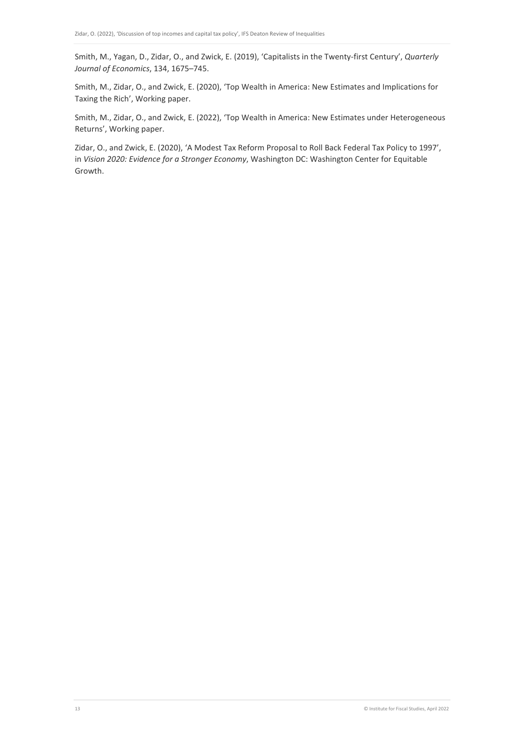Smith, M., Yagan, D., Zidar, O., and Zwick, E. (2019), 'Capitalists in the Twenty-first Century', *Quarterly Journal of Economics*, 134, 1675–745.

Smith, M., Zidar, O., and Zwick, E. (2020), 'Top Wealth in America: New Estimates and Implications for Taxing the Rich', Working paper.

Smith, M., Zidar, O., and Zwick, E. (2022), 'Top Wealth in America: New Estimates under Heterogeneous Returns', Working paper.

Zidar, O., and Zwick, E. (2020), 'A Modest Tax Reform Proposal to Roll Back Federal Tax Policy to 1997', in *Vision 2020: Evidence for a Stronger Economy*, Washington DC: Washington Center for Equitable Growth.